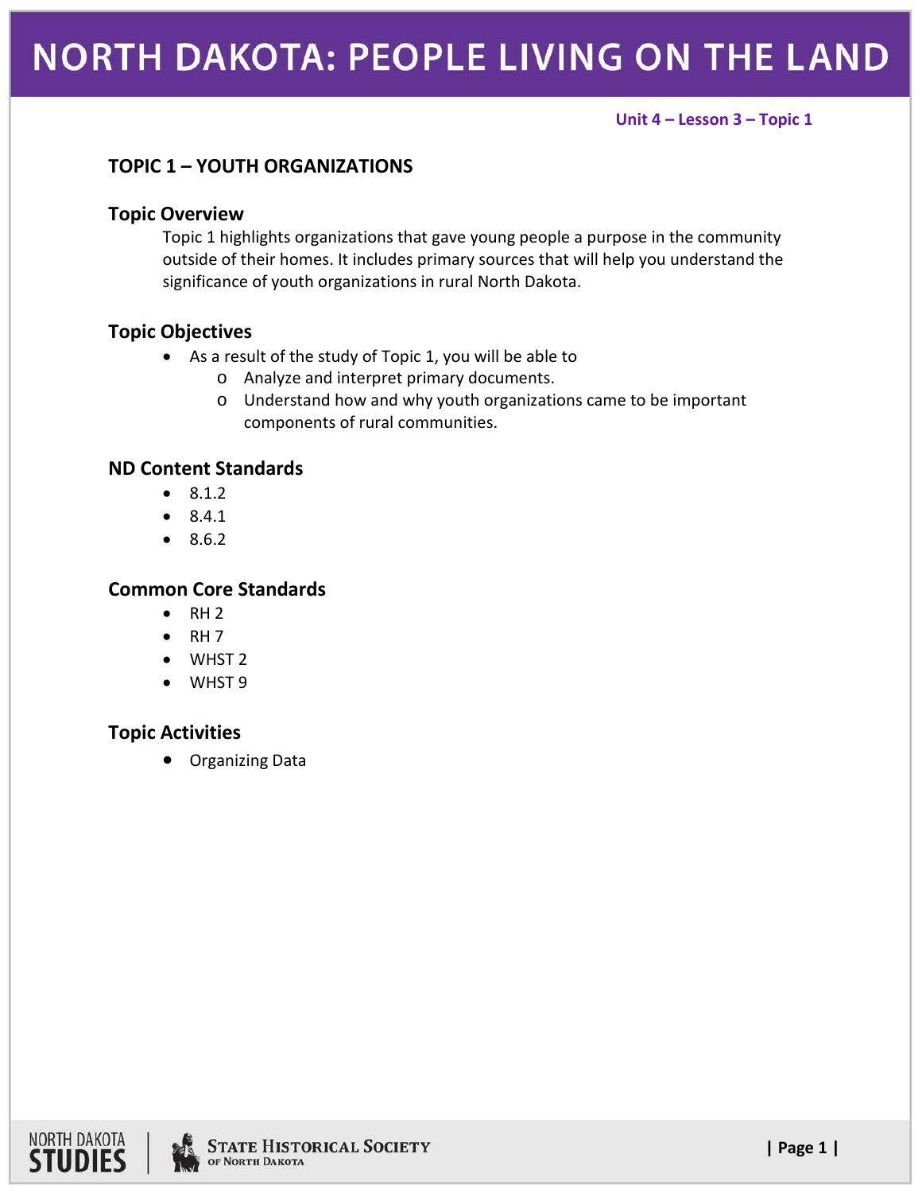# NORTH DAKOTA: PEOPLE LIVING ON THE LAND

Unit 4 – Lesson 3 – Topic 1

## TOPIC 1 – YOUTH ORGANIZATIONS

### Topic Overview

Topic 1 highlights organizations that gave young people a purpose in the community outside of their homes. It includes primary sources that will help you understand the significance of youth organizations in rural North Dakota.

### Topic Objectives

- As a result of the study of Topic 1, you will be able to
  - Analyze and interpret primary documents.
  - Understand how and why youth organizations came to be important components of rural communities.

### ND Content Standards

- 8.1.2
- 8.4.1
- 8.6.2

### Common Core Standards

- RH 2
- RH 7
- WHST 2
- WHST 9

### Topic Activities

- Organizing Data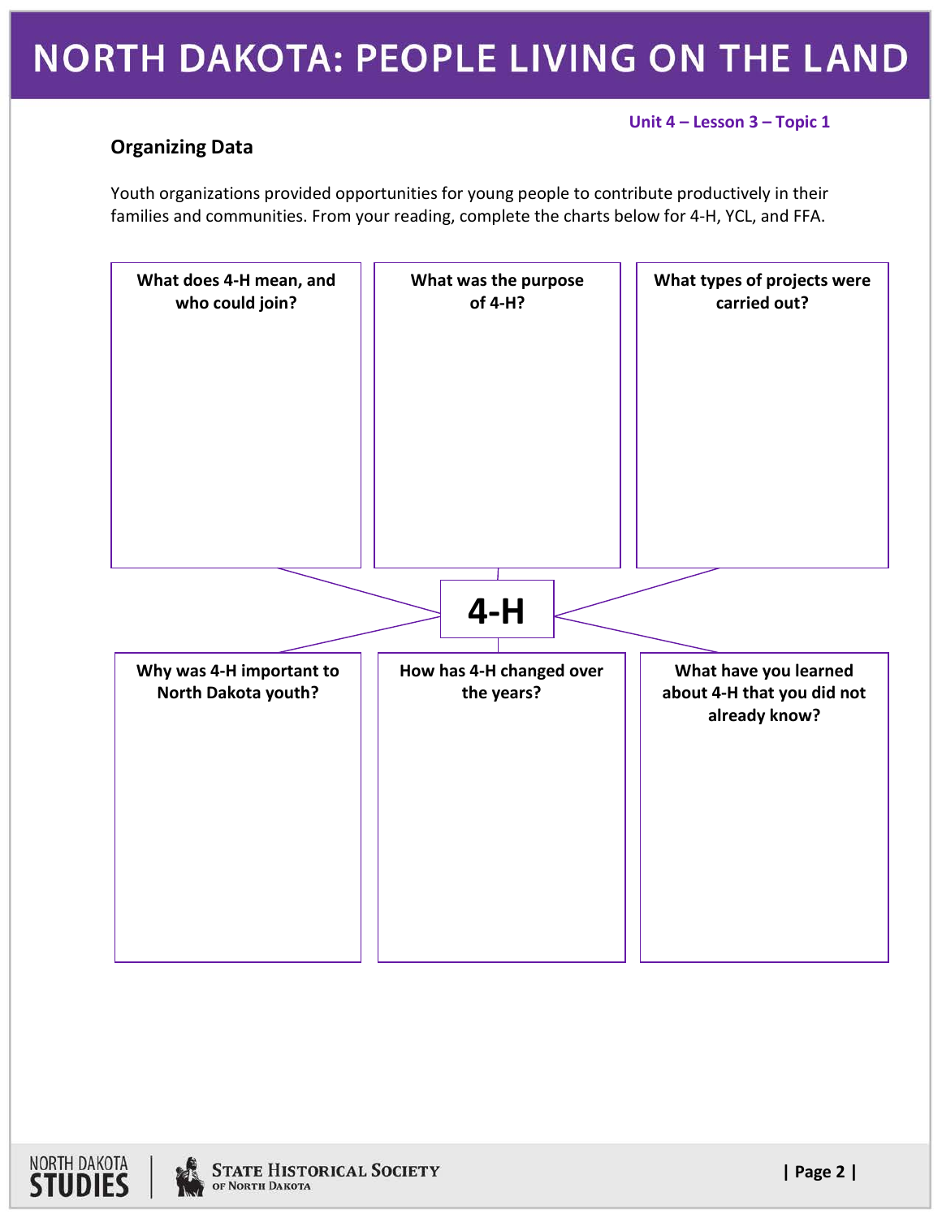Unit 4 – Lesson 3 – Topic 1

## Organizing Data

Youth organizations provided opportunities for young people to contribute productively in their families and communities. From your reading, complete the charts below for 4-H, YCL, and FFA.

**4-H**

| What does 4-H mean, and who could join? | What was the purpose of 4-H? | What types of projects were carried out? |
|---|---|---|
| | | |

| Why was 4-H important to North Dakota youth? | How has 4-H changed over the years? | What have you learned about 4-H that you did not already know? |
|---|---|---|
| | | |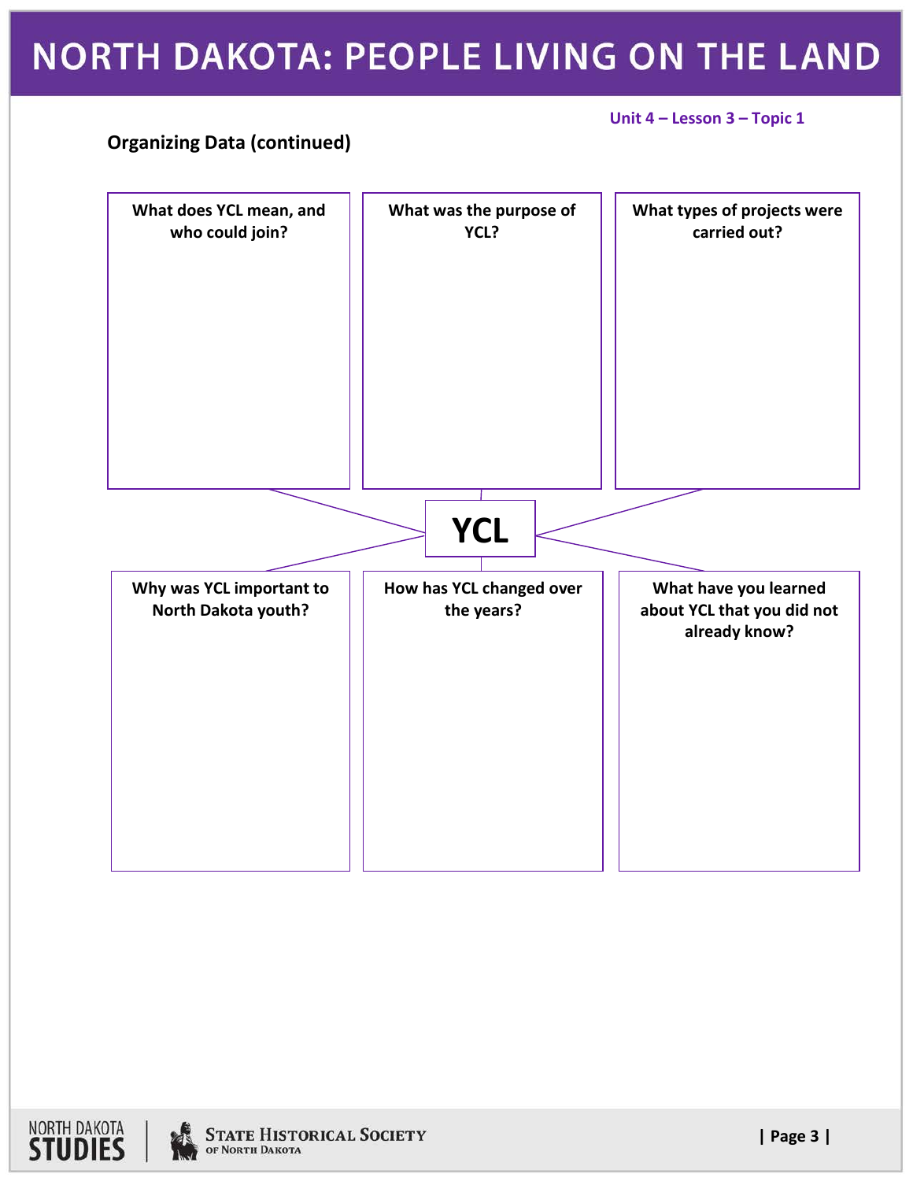Unit 4 – Lesson 3 – Topic 1

**Organizing Data (continued)**

**YCL**

**What does YCL mean, and who could join?**

**What was the purpose of YCL?**

**What types of projects were carried out?**

**Why was YCL important to North Dakota youth?**

**How has YCL changed over the years?**

**What have you learned about YCL that you did not already know?**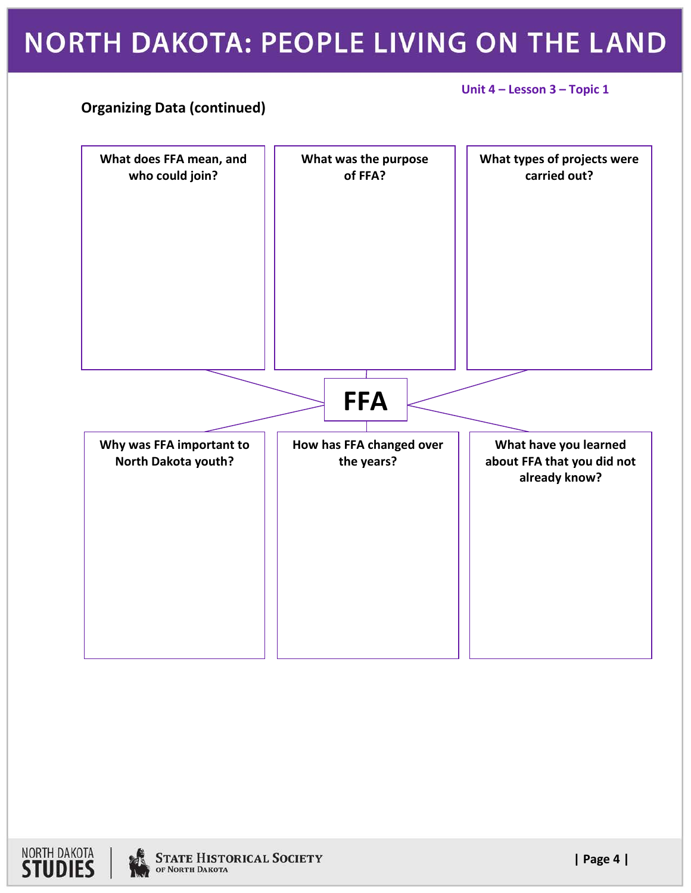Unit 4 – Lesson 3 – Topic 1

**Organizing Data (continued)**

**FFA**

**What does FFA mean, and who could join?**

**What was the purpose of FFA?**

**What types of projects were carried out?**

**Why was FFA important to North Dakota youth?**

**How has FFA changed over the years?**

**What have you learned about FFA that you did not already know?**